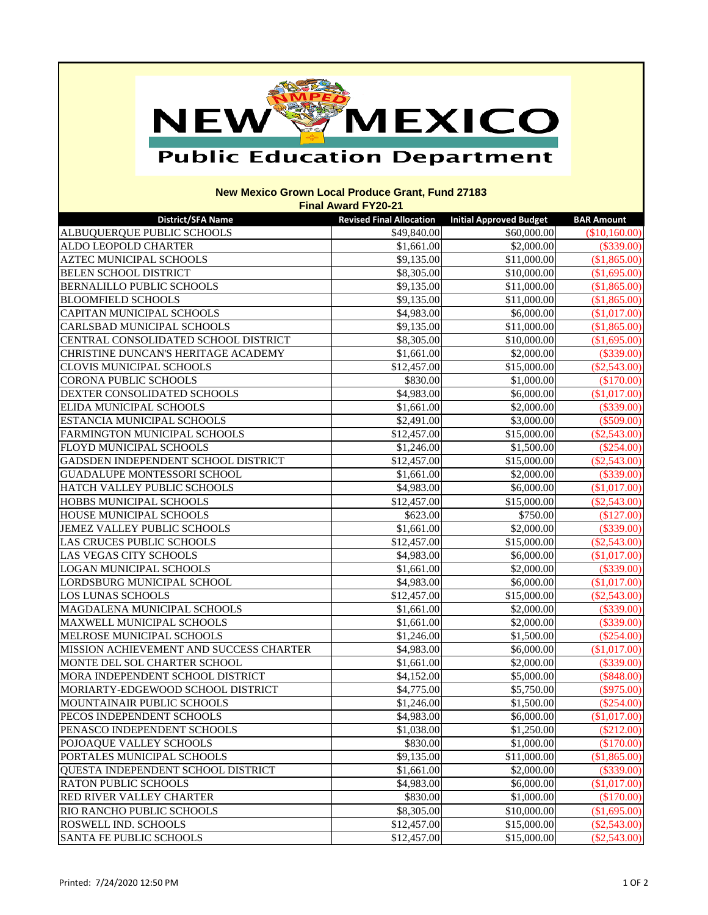# New Mexico Public Education Department

## New Mexico Grown Local Produce Grant, Fund 27183

### Final Award FY20-21

| District/SFA Name | Revised Final Allocation | Initial Approved Budget | BAR Amount |
|---|---|---|---|
| ALBUQUERQUE PUBLIC SCHOOLS | $49,840.00 | $60,000.00 | ($10,160.00) |
| ALDO LEOPOLD CHARTER | $1,661.00 | $2,000.00 | ($339.00) |
| AZTEC MUNICIPAL SCHOOLS | $9,135.00 | $11,000.00 | ($1,865.00) |
| BELEN SCHOOL DISTRICT | $8,305.00 | $10,000.00 | ($1,695.00) |
| BERNALILLO PUBLIC SCHOOLS | $9,135.00 | $11,000.00 | ($1,865.00) |
| BLOOMFIELD SCHOOLS | $9,135.00 | $11,000.00 | ($1,865.00) |
| CAPITAN MUNICIPAL SCHOOLS | $4,983.00 | $6,000.00 | ($1,017.00) |
| CARLSBAD MUNICIPAL SCHOOLS | $9,135.00 | $11,000.00 | ($1,865.00) |
| CENTRAL CONSOLIDATED SCHOOL DISTRICT | $8,305.00 | $10,000.00 | ($1,695.00) |
| CHRISTINE DUNCAN'S HERITAGE ACADEMY | $1,661.00 | $2,000.00 | ($339.00) |
| CLOVIS MUNICIPAL SCHOOLS | $12,457.00 | $15,000.00 | ($2,543.00) |
| CORONA PUBLIC SCHOOLS | $830.00 | $1,000.00 | ($170.00) |
| DEXTER CONSOLIDATED SCHOOLS | $4,983.00 | $6,000.00 | ($1,017.00) |
| ELIDA MUNICIPAL SCHOOLS | $1,661.00 | $2,000.00 | ($339.00) |
| ESTANCIA MUNICIPAL SCHOOLS | $2,491.00 | $3,000.00 | ($509.00) |
| FARMINGTON MUNICIPAL SCHOOLS | $12,457.00 | $15,000.00 | ($2,543.00) |
| FLOYD MUNICIPAL SCHOOLS | $1,246.00 | $1,500.00 | ($254.00) |
| GADSDEN INDEPENDENT SCHOOL DISTRICT | $12,457.00 | $15,000.00 | ($2,543.00) |
| GUADALUPE MONTESSORI SCHOOL | $1,661.00 | $2,000.00 | ($339.00) |
| HATCH VALLEY PUBLIC SCHOOLS | $4,983.00 | $6,000.00 | ($1,017.00) |
| HOBBS MUNICIPAL SCHOOLS | $12,457.00 | $15,000.00 | ($2,543.00) |
| HOUSE MUNICIPAL SCHOOLS | $623.00 | $750.00 | ($127.00) |
| JEMEZ VALLEY PUBLIC SCHOOLS | $1,661.00 | $2,000.00 | ($339.00) |
| LAS CRUCES PUBLIC SCHOOLS | $12,457.00 | $15,000.00 | ($2,543.00) |
| LAS VEGAS CITY SCHOOLS | $4,983.00 | $6,000.00 | ($1,017.00) |
| LOGAN MUNICIPAL SCHOOLS | $1,661.00 | $2,000.00 | ($339.00) |
| LORDSBURG MUNICIPAL SCHOOL | $4,983.00 | $6,000.00 | ($1,017.00) |
| LOS LUNAS SCHOOLS | $12,457.00 | $15,000.00 | ($2,543.00) |
| MAGDALENA MUNICIPAL SCHOOLS | $1,661.00 | $2,000.00 | ($339.00) |
| MAXWELL MUNICIPAL SCHOOLS | $1,661.00 | $2,000.00 | ($339.00) |
| MELROSE MUNICIPAL SCHOOLS | $1,246.00 | $1,500.00 | ($254.00) |
| MISSION ACHIEVEMENT AND SUCCESS CHARTER | $4,983.00 | $6,000.00 | ($1,017.00) |
| MONTE DEL SOL CHARTER SCHOOL | $1,661.00 | $2,000.00 | ($339.00) |
| MORA INDEPENDENT SCHOOL DISTRICT | $4,152.00 | $5,000.00 | ($848.00) |
| MORIARTY-EDGEWOOD SCHOOL DISTRICT | $4,775.00 | $5,750.00 | ($975.00) |
| MOUNTAINAIR PUBLIC SCHOOLS | $1,246.00 | $1,500.00 | ($254.00) |
| PECOS INDEPENDENT SCHOOLS | $4,983.00 | $6,000.00 | ($1,017.00) |
| PENASCO INDEPENDENT SCHOOLS | $1,038.00 | $1,250.00 | ($212.00) |
| POJOAQUE VALLEY SCHOOLS | $830.00 | $1,000.00 | ($170.00) |
| PORTALES MUNICIPAL SCHOOLS | $9,135.00 | $11,000.00 | ($1,865.00) |
| QUESTA INDEPENDENT SCHOOL DISTRICT | $1,661.00 | $2,000.00 | ($339.00) |
| RATON PUBLIC SCHOOLS | $4,983.00 | $6,000.00 | ($1,017.00) |
| RED RIVER VALLEY CHARTER | $830.00 | $1,000.00 | ($170.00) |
| RIO RANCHO PUBLIC SCHOOLS | $8,305.00 | $10,000.00 | ($1,695.00) |
| ROSWELL IND. SCHOOLS | $12,457.00 | $15,000.00 | ($2,543.00) |
| SANTA FE PUBLIC SCHOOLS | $12,457.00 | $15,000.00 | ($2,543.00) |

Printed: 7/24/2020 12:50 PM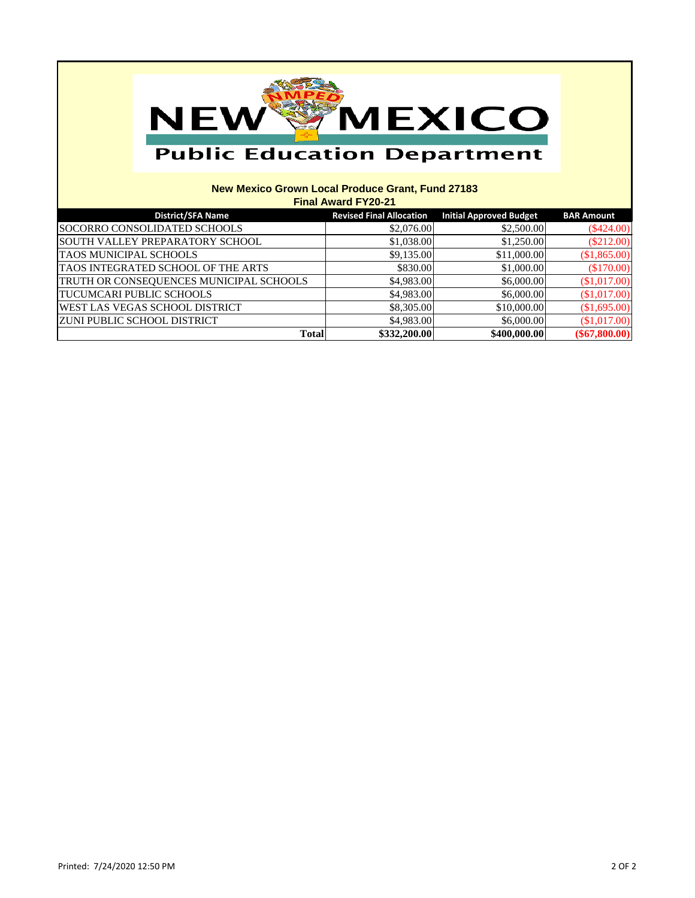**New Mexico Grown Local Produce Grant, Fund 27183**

**Final Award FY20-21**

| District/SFA Name | Revised Final Allocation | Initial Approved Budget | BAR Amount |
|---|---|---|---|
| SOCORRO CONSOLIDATED SCHOOLS | $2,076.00 | $2,500.00 | ($424.00) |
| SOUTH VALLEY PREPARATORY SCHOOL | $1,038.00 | $1,250.00 | ($212.00) |
| TAOS MUNICIPAL SCHOOLS | $9,135.00 | $11,000.00 | ($1,865.00) |
| TAOS INTEGRATED SCHOOL OF THE ARTS | $830.00 | $1,000.00 | ($170.00) |
| TRUTH OR CONSEQUENCES MUNICIPAL SCHOOLS | $4,983.00 | $6,000.00 | ($1,017.00) |
| TUCUMCARI PUBLIC SCHOOLS | $4,983.00 | $6,000.00 | ($1,017.00) |
| WEST LAS VEGAS SCHOOL DISTRICT | $8,305.00 | $10,000.00 | ($1,695.00) |
| ZUNI PUBLIC SCHOOL DISTRICT | $4,983.00 | $6,000.00 | ($1,017.00) |
| **Total** | **$332,200.00** | **$400,000.00** | **($67,800.00)** |

Printed: 7/24/2020 12:50 PM